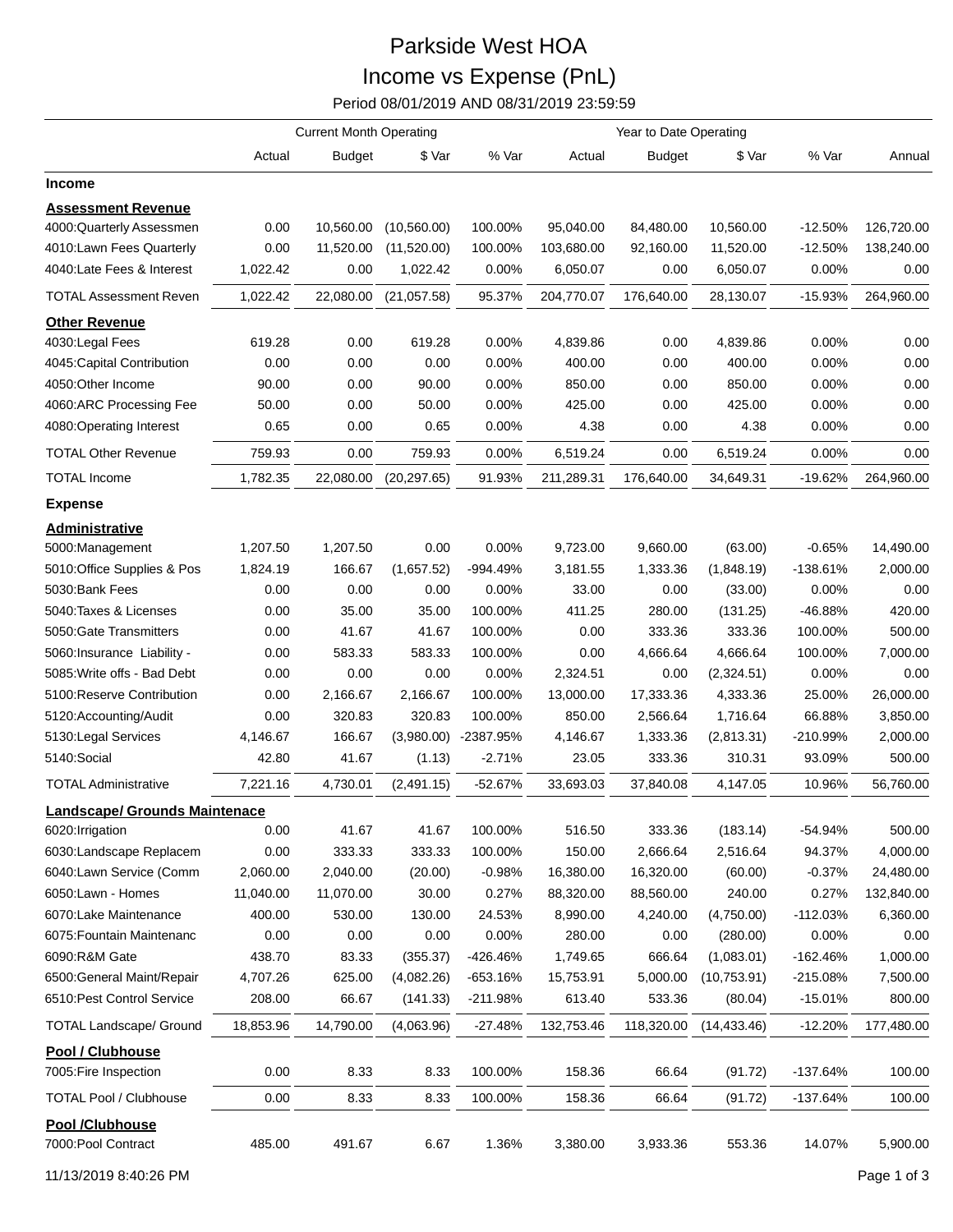# Parkside West HOA

## Income vs Expense (PnL)

Period 08/01/2019 AND 08/31/2019 23:59:59

| | Current Month Operating | | | | Year to Date Operating | | | | |
|---|---|---|---|---|---|---|---|---|---|
| | Actual | Budget | $ Var | % Var | Actual | Budget | $ Var | % Var | Annual |
| **Income** | | | | | | | | | |
| **Assessment Revenue** | | | | | | | | | |
| 4000:Quarterly Assessmen | 0.00 | 10,560.00 | (10,560.00) | 100.00% | 95,040.00 | 84,480.00 | 10,560.00 | -12.50% | 126,720.00 |
| 4010:Lawn Fees Quarterly | 0.00 | 11,520.00 | (11,520.00) | 100.00% | 103,680.00 | 92,160.00 | 11,520.00 | -12.50% | 138,240.00 |
| 4040:Late Fees & Interest | 1,022.42 | 0.00 | 1,022.42 | 0.00% | 6,050.07 | 0.00 | 6,050.07 | 0.00% | 0.00 |
| TOTAL Assessment Reven | 1,022.42 | 22,080.00 | (21,057.58) | 95.37% | 204,770.07 | 176,640.00 | 28,130.07 | -15.93% | 264,960.00 |
| **Other Revenue** | | | | | | | | | |
| 4030:Legal Fees | 619.28 | 0.00 | 619.28 | 0.00% | 4,839.86 | 0.00 | 4,839.86 | 0.00% | 0.00 |
| 4045:Capital Contribution | 0.00 | 0.00 | 0.00 | 0.00% | 400.00 | 0.00 | 400.00 | 0.00% | 0.00 |
| 4050:Other Income | 90.00 | 0.00 | 90.00 | 0.00% | 850.00 | 0.00 | 850.00 | 0.00% | 0.00 |
| 4060:ARC Processing Fee | 50.00 | 0.00 | 50.00 | 0.00% | 425.00 | 0.00 | 425.00 | 0.00% | 0.00 |
| 4080:Operating Interest | 0.65 | 0.00 | 0.65 | 0.00% | 4.38 | 0.00 | 4.38 | 0.00% | 0.00 |
| TOTAL Other Revenue | 759.93 | 0.00 | 759.93 | 0.00% | 6,519.24 | 0.00 | 6,519.24 | 0.00% | 0.00 |
| TOTAL Income | 1,782.35 | 22,080.00 | (20,297.65) | 91.93% | 211,289.31 | 176,640.00 | 34,649.31 | -19.62% | 264,960.00 |
| **Expense** | | | | | | | | | |
| **Administrative** | | | | | | | | | |
| 5000:Management | 1,207.50 | 1,207.50 | 0.00 | 0.00% | 9,723.00 | 9,660.00 | (63.00) | -0.65% | 14,490.00 |
| 5010:Office Supplies & Pos | 1,824.19 | 166.67 | (1,657.52) | -994.49% | 3,181.55 | 1,333.36 | (1,848.19) | -138.61% | 2,000.00 |
| 5030:Bank Fees | 0.00 | 0.00 | 0.00 | 0.00% | 33.00 | 0.00 | (33.00) | 0.00% | 0.00 |
| 5040:Taxes & Licenses | 0.00 | 35.00 | 35.00 | 100.00% | 411.25 | 280.00 | (131.25) | -46.88% | 420.00 |
| 5050:Gate Transmitters | 0.00 | 41.67 | 41.67 | 100.00% | 0.00 | 333.36 | 333.36 | 100.00% | 500.00 |
| 5060:Insurance Liability - | 0.00 | 583.33 | 583.33 | 100.00% | 0.00 | 4,666.64 | 4,666.64 | 100.00% | 7,000.00 |
| 5085:Write offs - Bad Debt | 0.00 | 0.00 | 0.00 | 0.00% | 2,324.51 | 0.00 | (2,324.51) | 0.00% | 0.00 |
| 5100:Reserve Contribution | 0.00 | 2,166.67 | 2,166.67 | 100.00% | 13,000.00 | 17,333.36 | 4,333.36 | 25.00% | 26,000.00 |
| 5120:Accounting/Audit | 0.00 | 320.83 | 320.83 | 100.00% | 850.00 | 2,566.64 | 1,716.64 | 66.88% | 3,850.00 |
| 5130:Legal Services | 4,146.67 | 166.67 | (3,980.00) | -2387.95% | 4,146.67 | 1,333.36 | (2,813.31) | -210.99% | 2,000.00 |
| 5140:Social | 42.80 | 41.67 | (1.13) | -2.71% | 23.05 | 333.36 | 310.31 | 93.09% | 500.00 |
| TOTAL Administrative | 7,221.16 | 4,730.01 | (2,491.15) | -52.67% | 33,693.03 | 37,840.08 | 4,147.05 | 10.96% | 56,760.00 |
| **Landscape/ Grounds Maintenace** | | | | | | | | | |
| 6020:Irrigation | 0.00 | 41.67 | 41.67 | 100.00% | 516.50 | 333.36 | (183.14) | -54.94% | 500.00 |
| 6030:Landscape Replacem | 0.00 | 333.33 | 333.33 | 100.00% | 150.00 | 2,666.64 | 2,516.64 | 94.37% | 4,000.00 |
| 6040:Lawn Service (Comm | 2,060.00 | 2,040.00 | (20.00) | -0.98% | 16,380.00 | 16,320.00 | (60.00) | -0.37% | 24,480.00 |
| 6050:Lawn - Homes | 11,040.00 | 11,070.00 | 30.00 | 0.27% | 88,320.00 | 88,560.00 | 240.00 | 0.27% | 132,840.00 |
| 6070:Lake Maintenance | 400.00 | 530.00 | 130.00 | 24.53% | 8,990.00 | 4,240.00 | (4,750.00) | -112.03% | 6,360.00 |
| 6075:Fountain Maintenanc | 0.00 | 0.00 | 0.00 | 0.00% | 280.00 | 0.00 | (280.00) | 0.00% | 0.00 |
| 6090:R&M Gate | 438.70 | 83.33 | (355.37) | -426.46% | 1,749.65 | 666.64 | (1,083.01) | -162.46% | 1,000.00 |
| 6500:General Maint/Repair | 4,707.26 | 625.00 | (4,082.26) | -653.16% | 15,753.91 | 5,000.00 | (10,753.91) | -215.08% | 7,500.00 |
| 6510:Pest Control Service | 208.00 | 66.67 | (141.33) | -211.98% | 613.40 | 533.36 | (80.04) | -15.01% | 800.00 |
| TOTAL Landscape/ Ground | 18,853.96 | 14,790.00 | (4,063.96) | -27.48% | 132,753.46 | 118,320.00 | (14,433.46) | -12.20% | 177,480.00 |
| **Pool / Clubhouse** | | | | | | | | | |
| 7005:Fire Inspection | 0.00 | 8.33 | 8.33 | 100.00% | 158.36 | 66.64 | (91.72) | -137.64% | 100.00 |
| TOTAL Pool / Clubhouse | 0.00 | 8.33 | 8.33 | 100.00% | 158.36 | 66.64 | (91.72) | -137.64% | 100.00 |
| **Pool /Clubhouse** | | | | | | | | | |
| 7000:Pool Contract | 485.00 | 491.67 | 6.67 | 1.36% | 3,380.00 | 3,933.36 | 553.36 | 14.07% | 5,900.00 |

11/13/2019 8:40:26 PM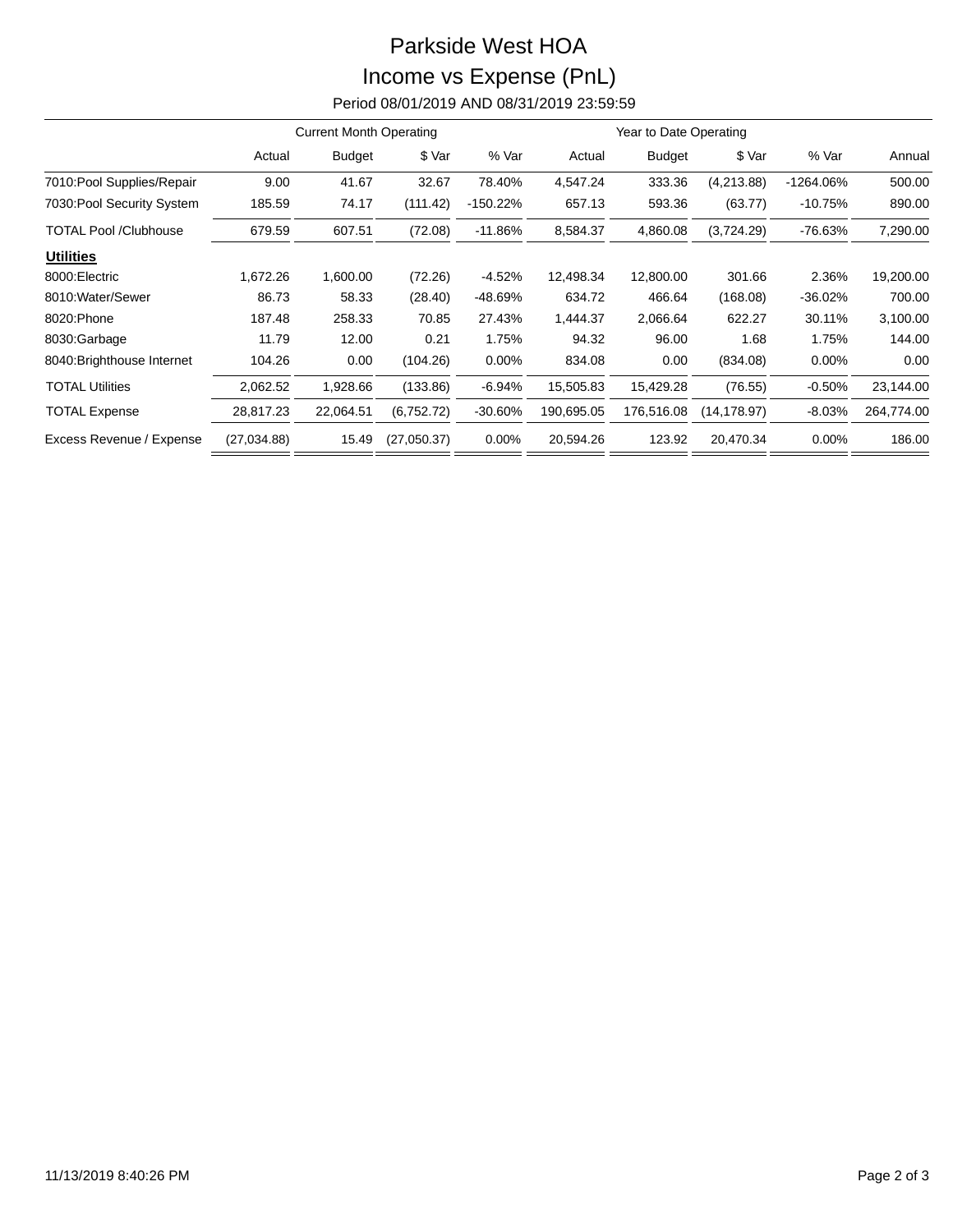# Parkside West HOA

## Income vs Expense (PnL)

Period 08/01/2019 AND 08/31/2019 23:59:59

| | Current Month Operating | | | | Year to Date Operating | | | | |
|---|---|---|---|---|---|---|---|---|---|
| | Actual | Budget | $ Var | % Var | Actual | Budget | $ Var | % Var | Annual |
| 7010:Pool Supplies/Repair | 9.00 | 41.67 | 32.67 | 78.40% | 4,547.24 | 333.36 | (4,213.88) | -1264.06% | 500.00 |
| 7030:Pool Security System | 185.59 | 74.17 | (111.42) | -150.22% | 657.13 | 593.36 | (63.77) | -10.75% | 890.00 |
| TOTAL Pool /Clubhouse | 679.59 | 607.51 | (72.08) | -11.86% | 8,584.37 | 4,860.08 | (3,724.29) | -76.63% | 7,290.00 |
| **Utilities** | | | | | | | | | |
| 8000:Electric | 1,672.26 | 1,600.00 | (72.26) | -4.52% | 12,498.34 | 12,800.00 | 301.66 | 2.36% | 19,200.00 |
| 8010:Water/Sewer | 86.73 | 58.33 | (28.40) | -48.69% | 634.72 | 466.64 | (168.08) | -36.02% | 700.00 |
| 8020:Phone | 187.48 | 258.33 | 70.85 | 27.43% | 1,444.37 | 2,066.64 | 622.27 | 30.11% | 3,100.00 |
| 8030:Garbage | 11.79 | 12.00 | 0.21 | 1.75% | 94.32 | 96.00 | 1.68 | 1.75% | 144.00 |
| 8040:Brighthouse Internet | 104.26 | 0.00 | (104.26) | 0.00% | 834.08 | 0.00 | (834.08) | 0.00% | 0.00 |
| TOTAL Utilities | 2,062.52 | 1,928.66 | (133.86) | -6.94% | 15,505.83 | 15,429.28 | (76.55) | -0.50% | 23,144.00 |
| TOTAL Expense | 28,817.23 | 22,064.51 | (6,752.72) | -30.60% | 190,695.05 | 176,516.08 | (14,178.97) | -8.03% | 264,774.00 |
| Excess Revenue / Expense | (27,034.88) | 15.49 | (27,050.37) | 0.00% | 20,594.26 | 123.92 | 20,470.34 | 0.00% | 186.00 |

11/13/2019 8:40:26 PM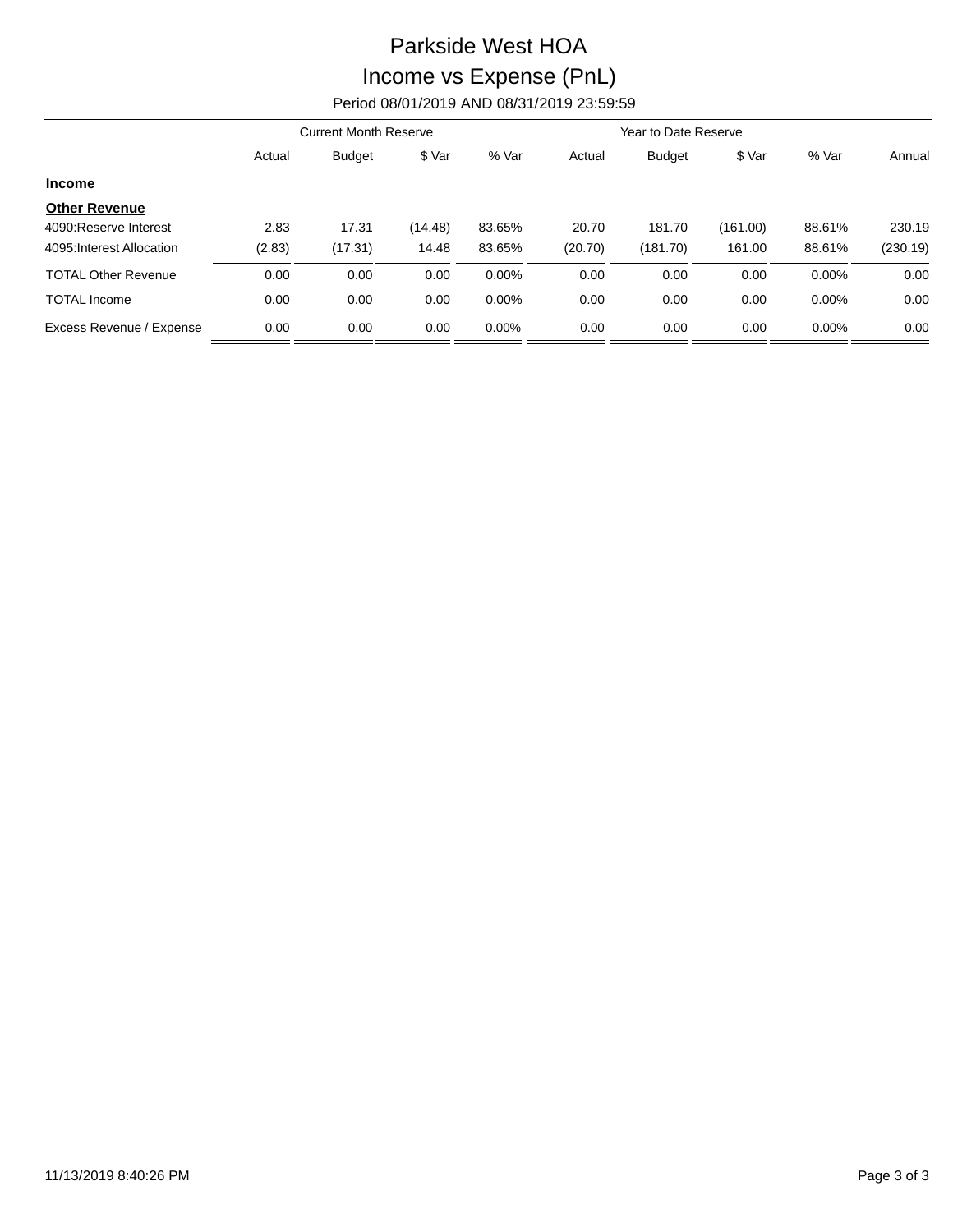# Parkside West HOA

## Income vs Expense (PnL)

Period 08/01/2019 AND 08/31/2019 23:59:59

| | Current Month Reserve | | | | Year to Date Reserve | | | | |
|---|---|---|---|---|---|---|---|---|---|
| | Actual | Budget | $ Var | % Var | Actual | Budget | $ Var | % Var | Annual |
| **Income** | | | | | | | | | |
| **Other Revenue** | | | | | | | | | |
| 4090:Reserve Interest | 2.83 | 17.31 | (14.48) | 83.65% | 20.70 | 181.70 | (161.00) | 88.61% | 230.19 |
| 4095:Interest Allocation | (2.83) | (17.31) | 14.48 | 83.65% | (20.70) | (181.70) | 161.00 | 88.61% | (230.19) |
| TOTAL Other Revenue | 0.00 | 0.00 | 0.00 | 0.00% | 0.00 | 0.00 | 0.00 | 0.00% | 0.00 |
| TOTAL Income | 0.00 | 0.00 | 0.00 | 0.00% | 0.00 | 0.00 | 0.00 | 0.00% | 0.00 |
| Excess Revenue / Expense | 0.00 | 0.00 | 0.00 | 0.00% | 0.00 | 0.00 | 0.00 | 0.00% | 0.00 |

11/13/2019 8:40:26 PM